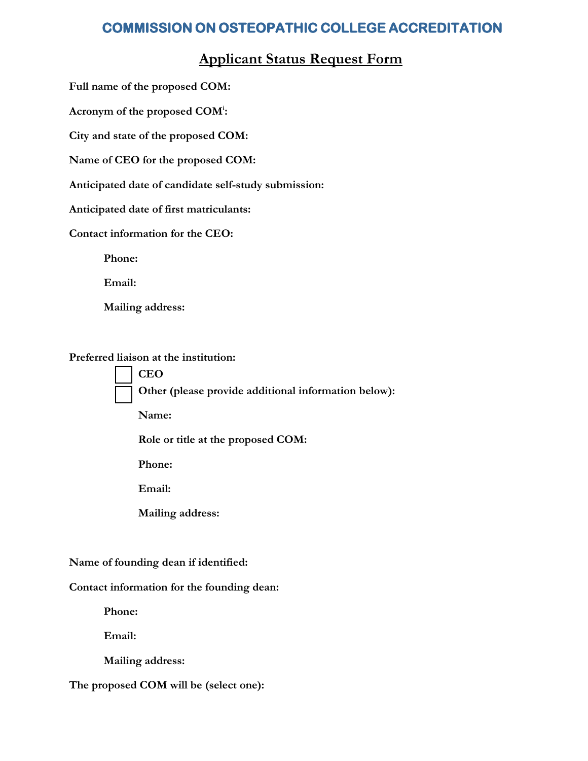# COMMISSION ON OSTEOPATHIC COLLEGE ACCREDITATION

## Applicant Status Request Form

**Full name of the proposed COM:**

**Acronym of the proposed COM[i]:**

**City and state of the proposed COM:**

**Name of CEO for the proposed COM:**

**Anticipated date of candidate self-study submission:**

**Anticipated date of first matriculants:**

**Contact information for the CEO:**

**Phone:**

**Email:**

**Mailing address:**

**Preferred liaison at the institution:**

- ☐ **CEO**
- ☐ **Other (please provide additional information below):**

**Name:**

**Role or title at the proposed COM:**

**Phone:**

**Email:**

**Mailing address:**

**Name of founding dean if identified:**

**Contact information for the founding dean:**

**Phone:**

**Email:**

**Mailing address:**

**The proposed COM will be (select one):**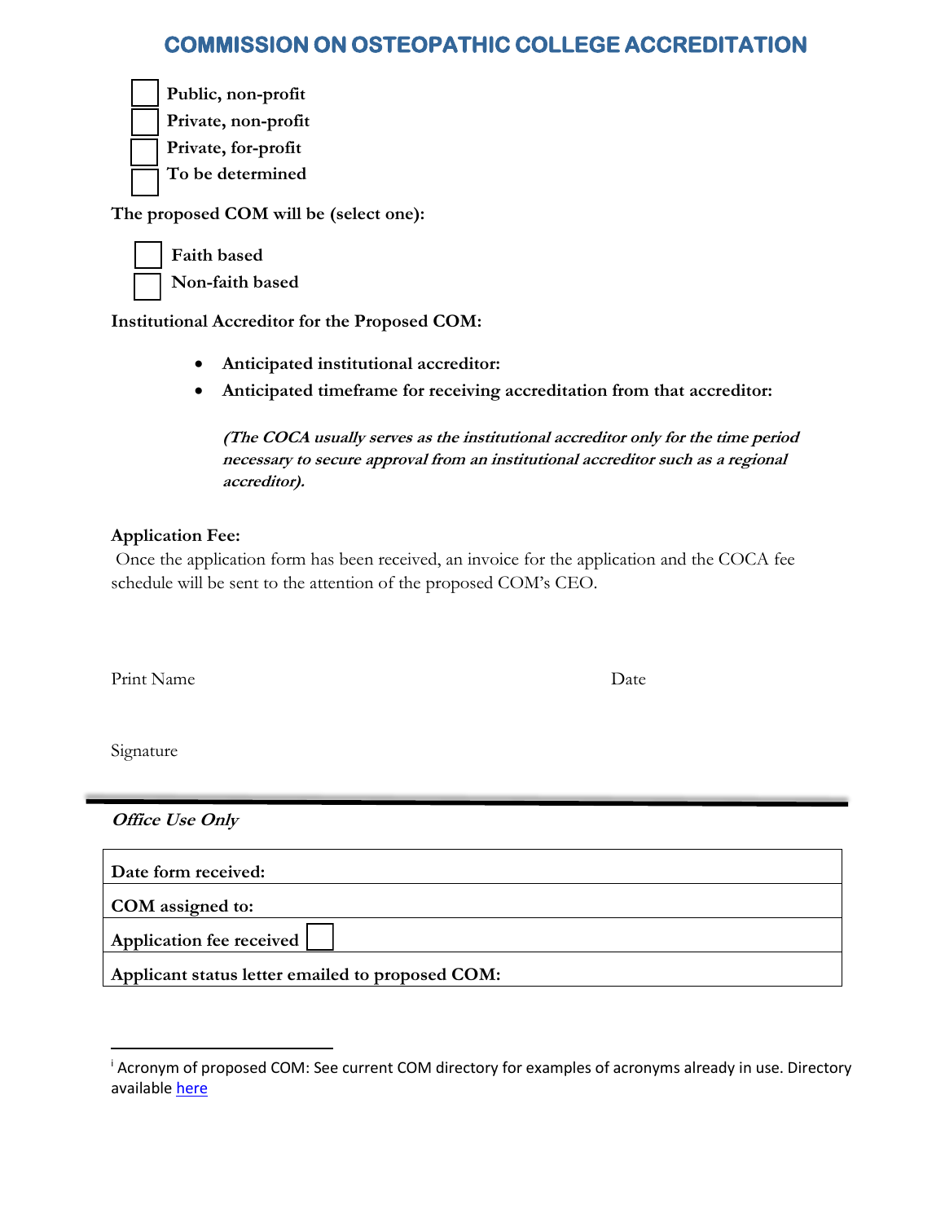# COMMISSION ON OSTEOPATHIC COLLEGE ACCREDITATION

- [ ] **Public, non-profit**
- [ ] **Private, non-profit**
- [ ] **Private, for-profit**
- [ ] **To be determined**

**The proposed COM will be (select one):**

- [ ] **Faith based**
- [ ] **Non-faith based**

**Institutional Accreditor for the Proposed COM:**

- **Anticipated institutional accreditor:**
- **Anticipated timeframe for receiving accreditation from that accreditor:**

***(The COCA usually serves as the institutional accreditor only for the time period necessary to secure approval from an institutional accreditor such as a regional accreditor).***

**Application Fee:**

Once the application form has been received, an invoice for the application and the COCA fee schedule will be sent to the attention of the proposed COM's CEO.

Print Name                                        Date

Signature

---

***Office Use Only***

| |
|---|
| **Date form received:** |
| **COM assigned to:** |
| **Application fee received** ☐ |
| **Applicant status letter emailed to proposed COM:** |

---

[i] Acronym of proposed COM: See current COM directory for examples of acronyms already in use. Directory available here